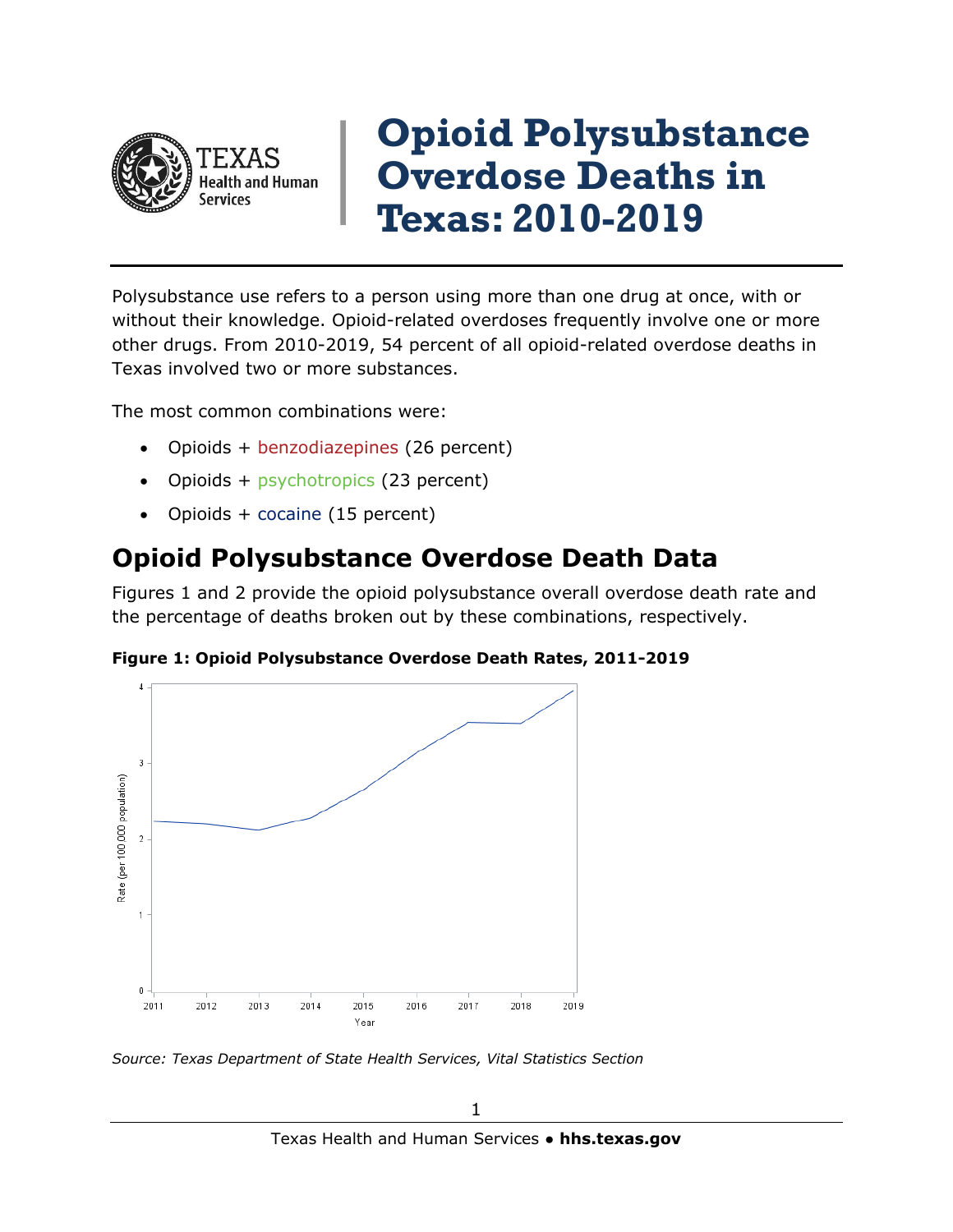# Opioid Polysubstance Overdose Deaths in Texas: 2010-2019

Polysubstance use refers to a person using more than one drug at once, with or without their knowledge. Opioid-related overdoses frequently involve one or more other drugs. From 2010-2019, 54 percent of all opioid-related overdose deaths in Texas involved two or more substances.

The most common combinations were:

- Opioids + benzodiazepines (26 percent)
- Opioids + psychotropics (23 percent)
- Opioids + cocaine (15 percent)

## Opioid Polysubstance Overdose Death Data

Figures 1 and 2 provide the opioid polysubstance overall overdose death rate and the percentage of deaths broken out by these combinations, respectively.

**Figure 1: Opioid Polysubstance Overdose Death Rates, 2011-2019**

*Source: Texas Department of State Health Services, Vital Statistics Section*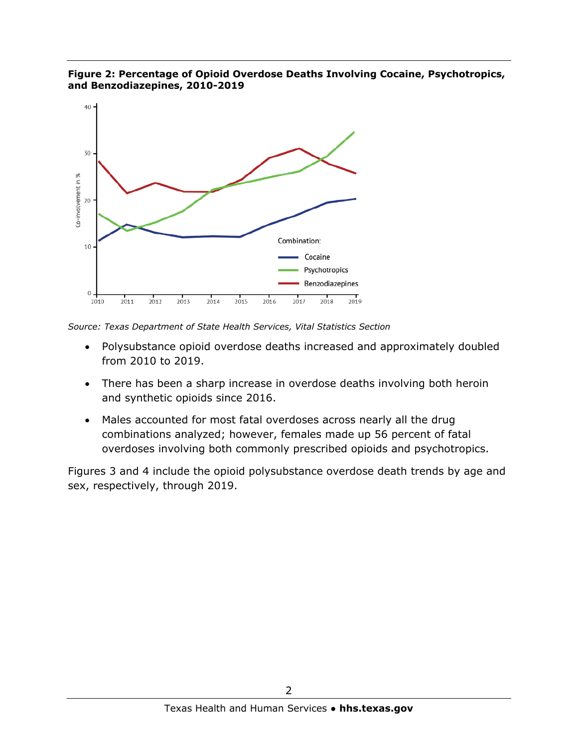**Figure 2: Percentage of Opioid Overdose Deaths Involving Cocaine, Psychotropics, and Benzodiazepines, 2010-2019**

*Source: Texas Department of State Health Services, Vital Statistics Section*

- Polysubstance opioid overdose deaths increased and approximately doubled from 2010 to 2019.
- There has been a sharp increase in overdose deaths involving both heroin and synthetic opioids since 2016.
- Males accounted for most fatal overdoses across nearly all the drug combinations analyzed; however, females made up 56 percent of fatal overdoses involving both commonly prescribed opioids and psychotropics.

Figures 3 and 4 include the opioid polysubstance overdose death trends by age and sex, respectively, through 2019.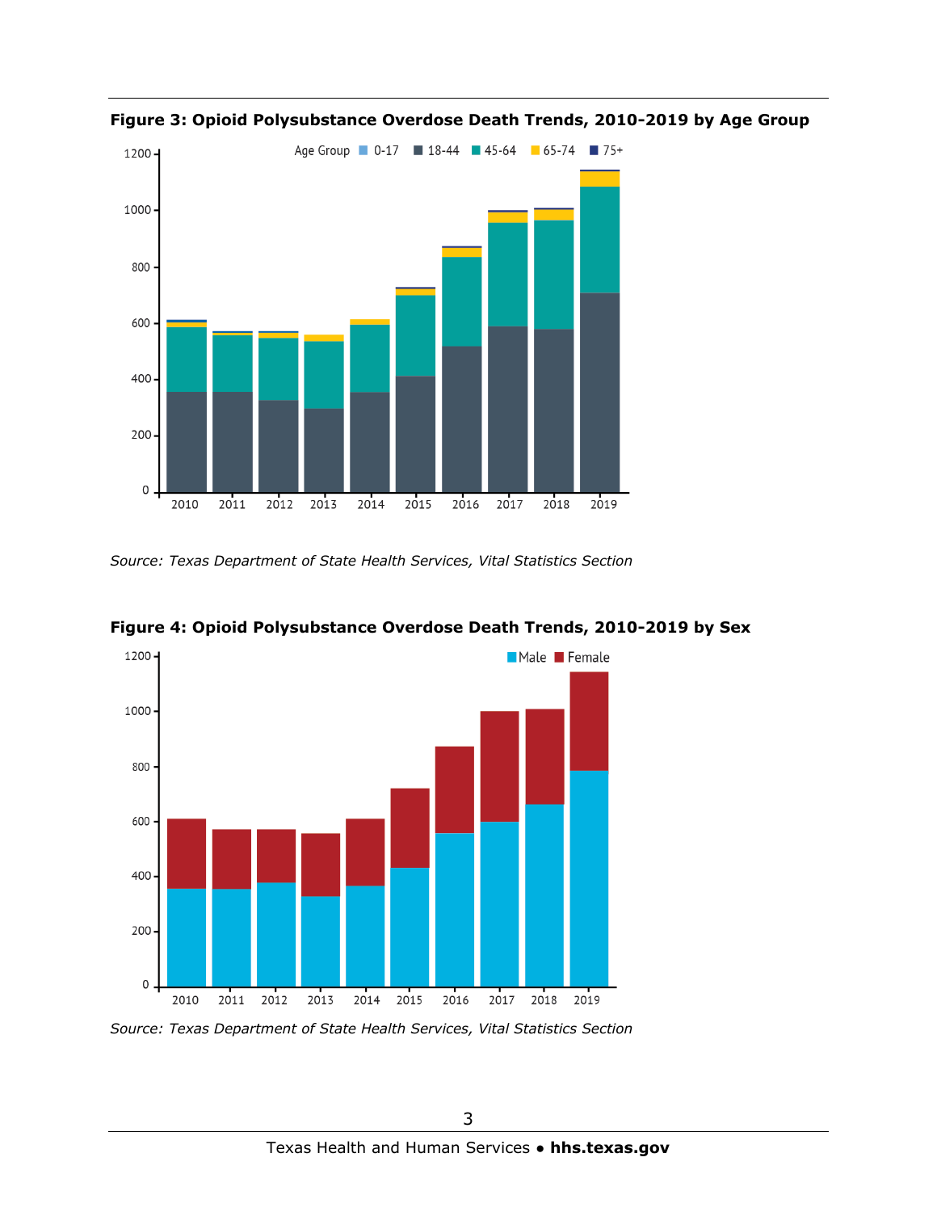**Figure 3: Opioid Polysubstance Overdose Death Trends, 2010-2019 by Age Group**

*Source: Texas Department of State Health Services, Vital Statistics Section*

**Figure 4: Opioid Polysubstance Overdose Death Trends, 2010-2019 by Sex**

*Source: Texas Department of State Health Services, Vital Statistics Section*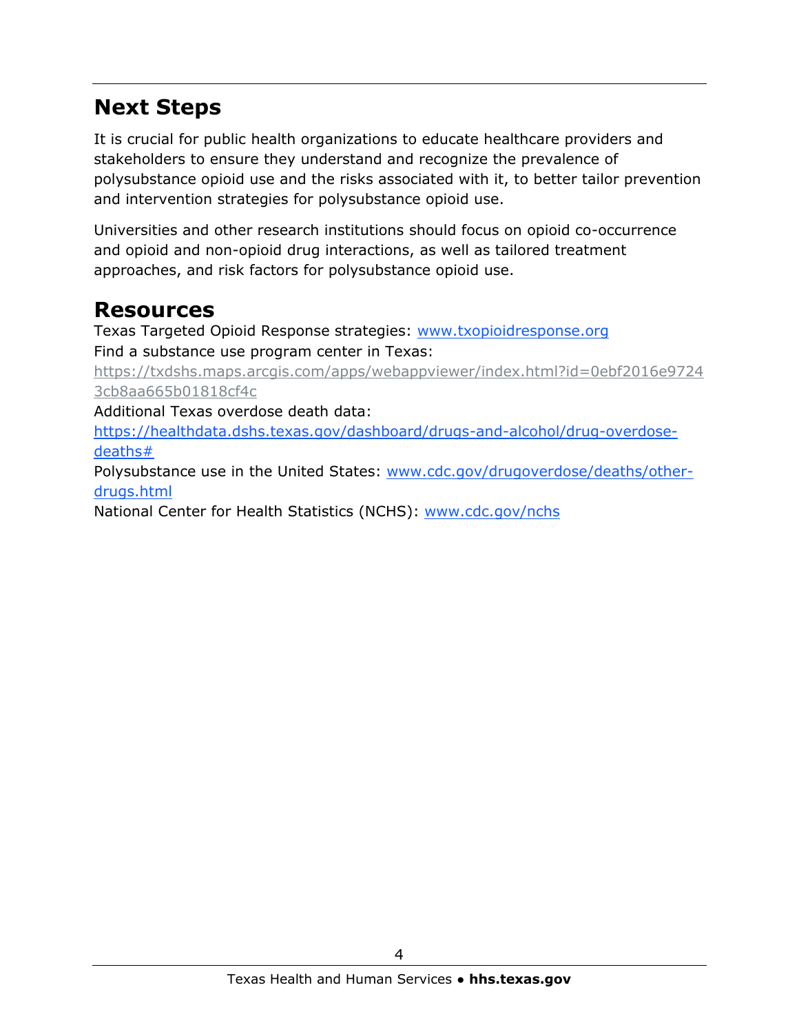## Next Steps

It is crucial for public health organizations to educate healthcare providers and stakeholders to ensure they understand and recognize the prevalence of polysubstance opioid use and the risks associated with it, to better tailor prevention and intervention strategies for polysubstance opioid use.

Universities and other research institutions should focus on opioid co-occurrence and opioid and non-opioid drug interactions, as well as tailored treatment approaches, and risk factors for polysubstance opioid use.

## Resources

Texas Targeted Opioid Response strategies: [www.txopioidresponse.org](www.txopioidresponse.org)
Find a substance use program center in Texas:
https://txdshs.maps.arcgis.com/apps/webappviewer/index.html?id=0ebf2016e97243cb8aa665b01818cf4c
Additional Texas overdose death data:
[https://healthdata.dshs.texas.gov/dashboard/drugs-and-alcohol/drug-overdose-deaths#](https://healthdata.dshs.texas.gov/dashboard/drugs-and-alcohol/drug-overdose-deaths#)
Polysubstance use in the United States: [www.cdc.gov/drugoverdose/deaths/other-drugs.html](www.cdc.gov/drugoverdose/deaths/other-drugs.html)
National Center for Health Statistics (NCHS): [www.cdc.gov/nchs](www.cdc.gov/nchs)